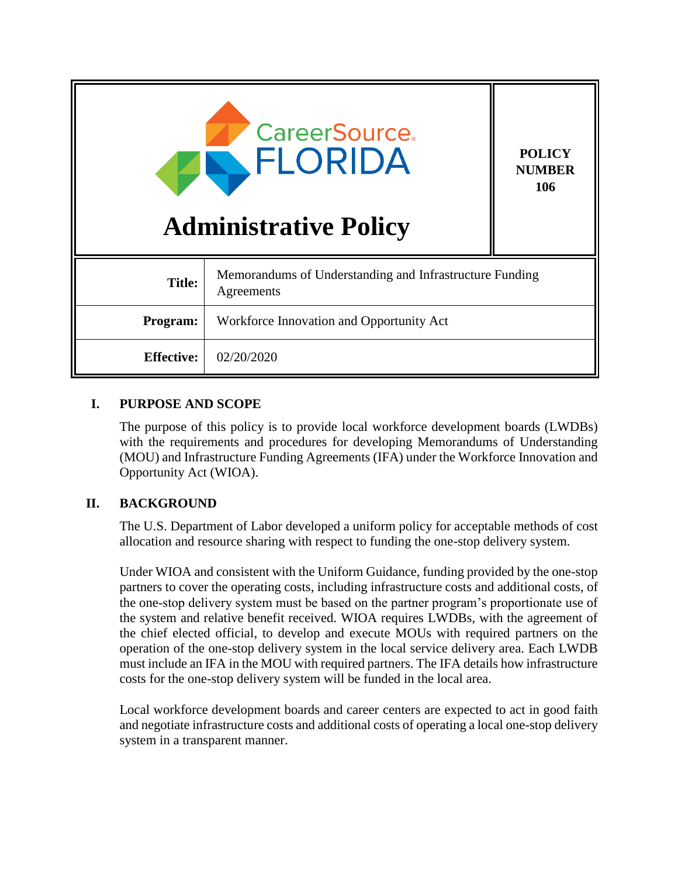CareerSource FLORIDA

# Administrative Policy

**POLICY NUMBER 106**

| | |
|---|---|
| **Title:** | Memorandums of Understanding and Infrastructure Funding Agreements |
| **Program:** | Workforce Innovation and Opportunity Act |
| **Effective:** | 02/20/2020 |

## I. PURPOSE AND SCOPE

The purpose of this policy is to provide local workforce development boards (LWDBs) with the requirements and procedures for developing Memorandums of Understanding (MOU) and Infrastructure Funding Agreements (IFA) under the Workforce Innovation and Opportunity Act (WIOA).

## II. BACKGROUND

The U.S. Department of Labor developed a uniform policy for acceptable methods of cost allocation and resource sharing with respect to funding the one-stop delivery system.

Under WIOA and consistent with the Uniform Guidance, funding provided by the one-stop partners to cover the operating costs, including infrastructure costs and additional costs, of the one-stop delivery system must be based on the partner program's proportionate use of the system and relative benefit received. WIOA requires LWDBs, with the agreement of the chief elected official, to develop and execute MOUs with required partners on the operation of the one-stop delivery system in the local service delivery area. Each LWDB must include an IFA in the MOU with required partners. The IFA details how infrastructure costs for the one-stop delivery system will be funded in the local area.

Local workforce development boards and career centers are expected to act in good faith and negotiate infrastructure costs and additional costs of operating a local one-stop delivery system in a transparent manner.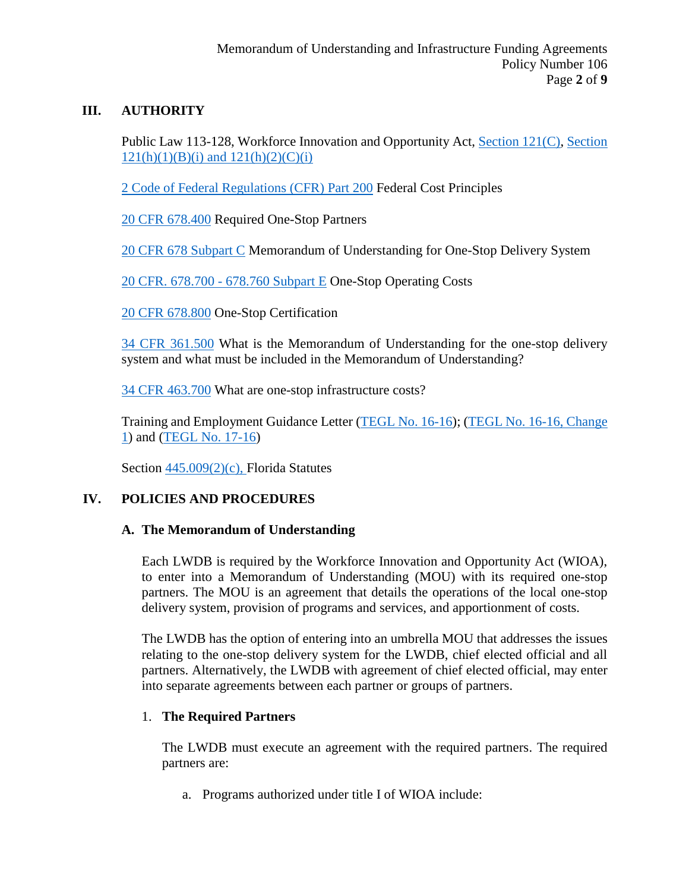## III. AUTHORITY

Public Law 113-128, Workforce Innovation and Opportunity Act, Section 121(C), Section 121(h)(1)(B)(i) and 121(h)(2)(C)(i)

2 Code of Federal Regulations (CFR) Part 200 Federal Cost Principles

20 CFR 678.400 Required One-Stop Partners

20 CFR 678 Subpart C Memorandum of Understanding for One-Stop Delivery System

20 CFR. 678.700 - 678.760 Subpart E One-Stop Operating Costs

20 CFR 678.800 One-Stop Certification

34 CFR 361.500 What is the Memorandum of Understanding for the one-stop delivery system and what must be included in the Memorandum of Understanding?

34 CFR 463.700 What are one-stop infrastructure costs?

Training and Employment Guidance Letter (TEGL No. 16-16); (TEGL No. 16-16, Change 1) and (TEGL No. 17-16)

Section 445.009(2)(c), Florida Statutes

## IV. POLICIES AND PROCEDURES

### A. The Memorandum of Understanding

Each LWDB is required by the Workforce Innovation and Opportunity Act (WIOA), to enter into a Memorandum of Understanding (MOU) with its required one-stop partners. The MOU is an agreement that details the operations of the local one-stop delivery system, provision of programs and services, and apportionment of costs.

The LWDB has the option of entering into an umbrella MOU that addresses the issues relating to the one-stop delivery system for the LWDB, chief elected official and all partners. Alternatively, the LWDB with agreement of chief elected official, may enter into separate agreements between each partner or groups of partners.

1. **The Required Partners**

   The LWDB must execute an agreement with the required partners. The required partners are:

   a. Programs authorized under title I of WIOA include: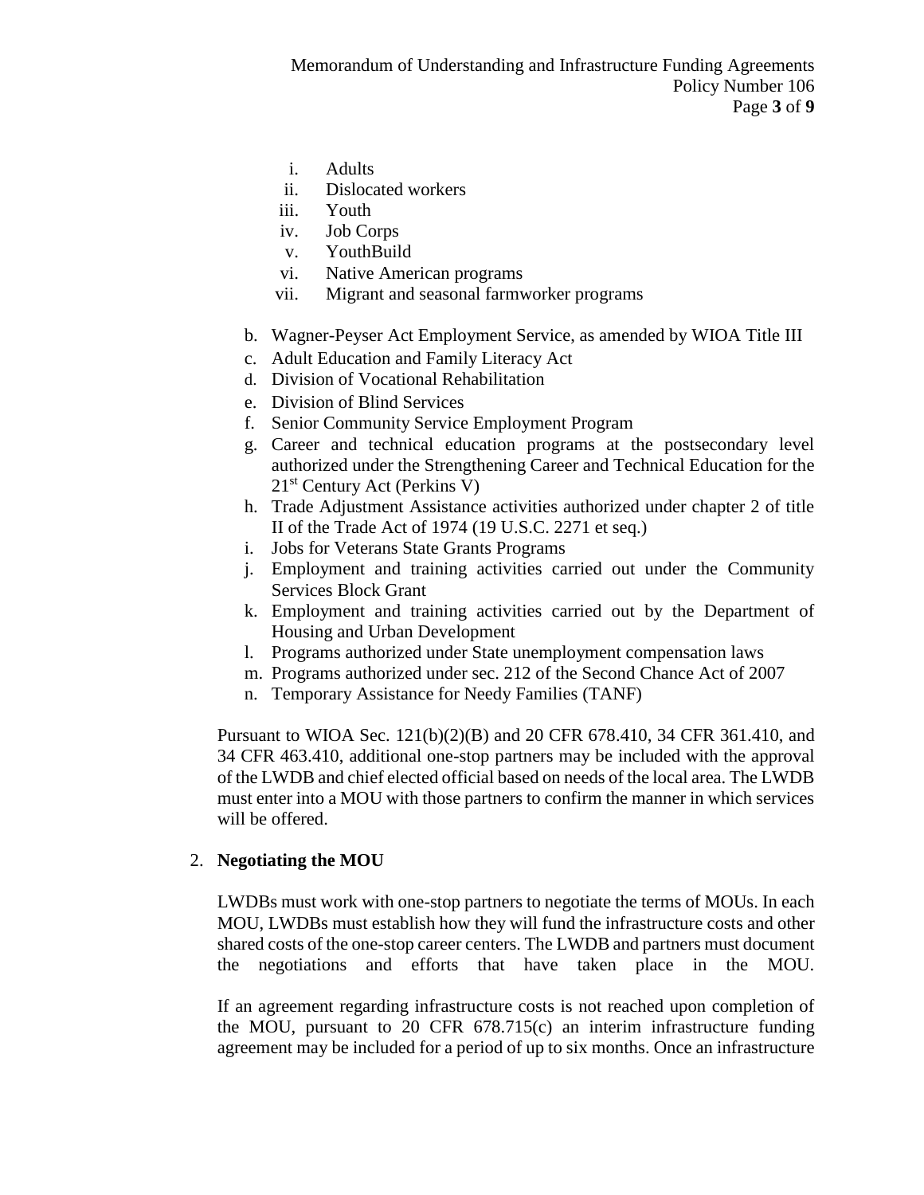i. Adults
   ii. Dislocated workers
   iii. Youth
   iv. Job Corps
   v. YouthBuild
   vi. Native American programs
   vii. Migrant and seasonal farmworker programs

b. Wagner-Peyser Act Employment Service, as amended by WIOA Title III
c. Adult Education and Family Literacy Act
d. Division of Vocational Rehabilitation
e. Division of Blind Services
f. Senior Community Service Employment Program
g. Career and technical education programs at the postsecondary level authorized under the Strengthening Career and Technical Education for the 21st Century Act (Perkins V)
h. Trade Adjustment Assistance activities authorized under chapter 2 of title II of the Trade Act of 1974 (19 U.S.C. 2271 et seq.)
i. Jobs for Veterans State Grants Programs
j. Employment and training activities carried out under the Community Services Block Grant
k. Employment and training activities carried out by the Department of Housing and Urban Development
l. Programs authorized under State unemployment compensation laws
m. Programs authorized under sec. 212 of the Second Chance Act of 2007
n. Temporary Assistance for Needy Families (TANF)

Pursuant to WIOA Sec. 121(b)(2)(B) and 20 CFR 678.410, 34 CFR 361.410, and 34 CFR 463.410, additional one-stop partners may be included with the approval of the LWDB and chief elected official based on needs of the local area. The LWDB must enter into a MOU with those partners to confirm the manner in which services will be offered.

2. **Negotiating the MOU**

LWDBs must work with one-stop partners to negotiate the terms of MOUs. In each MOU, LWDBs must establish how they will fund the infrastructure costs and other shared costs of the one-stop career centers. The LWDB and partners must document the negotiations and efforts that have taken place in the MOU.

If an agreement regarding infrastructure costs is not reached upon completion of the MOU, pursuant to 20 CFR 678.715(c) an interim infrastructure funding agreement may be included for a period of up to six months. Once an infrastructure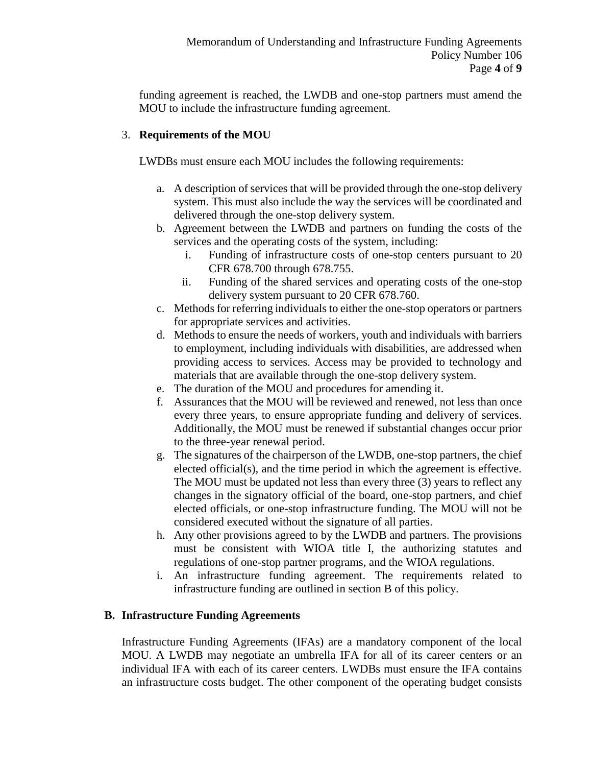funding agreement is reached, the LWDB and one-stop partners must amend the MOU to include the infrastructure funding agreement.

3. **Requirements of the MOU**

LWDBs must ensure each MOU includes the following requirements:

a. A description of services that will be provided through the one-stop delivery system. This must also include the way the services will be coordinated and delivered through the one-stop delivery system.
b. Agreement between the LWDB and partners on funding the costs of the services and the operating costs of the system, including:
   i. Funding of infrastructure costs of one-stop centers pursuant to 20 CFR 678.700 through 678.755.
   ii. Funding of the shared services and operating costs of the one-stop delivery system pursuant to 20 CFR 678.760.
c. Methods for referring individuals to either the one-stop operators or partners for appropriate services and activities.
d. Methods to ensure the needs of workers, youth and individuals with barriers to employment, including individuals with disabilities, are addressed when providing access to services. Access may be provided to technology and materials that are available through the one-stop delivery system.
e. The duration of the MOU and procedures for amending it.
f. Assurances that the MOU will be reviewed and renewed, not less than once every three years, to ensure appropriate funding and delivery of services. Additionally, the MOU must be renewed if substantial changes occur prior to the three-year renewal period.
g. The signatures of the chairperson of the LWDB, one-stop partners, the chief elected official(s), and the time period in which the agreement is effective. The MOU must be updated not less than every three (3) years to reflect any changes in the signatory official of the board, one-stop partners, and chief elected officials, or one-stop infrastructure funding. The MOU will not be considered executed without the signature of all parties.
h. Any other provisions agreed to by the LWDB and partners. The provisions must be consistent with WIOA title I, the authorizing statutes and regulations of one-stop partner programs, and the WIOA regulations.
i. An infrastructure funding agreement. The requirements related to infrastructure funding are outlined in section B of this policy.

## B. Infrastructure Funding Agreements

Infrastructure Funding Agreements (IFAs) are a mandatory component of the local MOU. A LWDB may negotiate an umbrella IFA for all of its career centers or an individual IFA with each of its career centers. LWDBs must ensure the IFA contains an infrastructure costs budget. The other component of the operating budget consists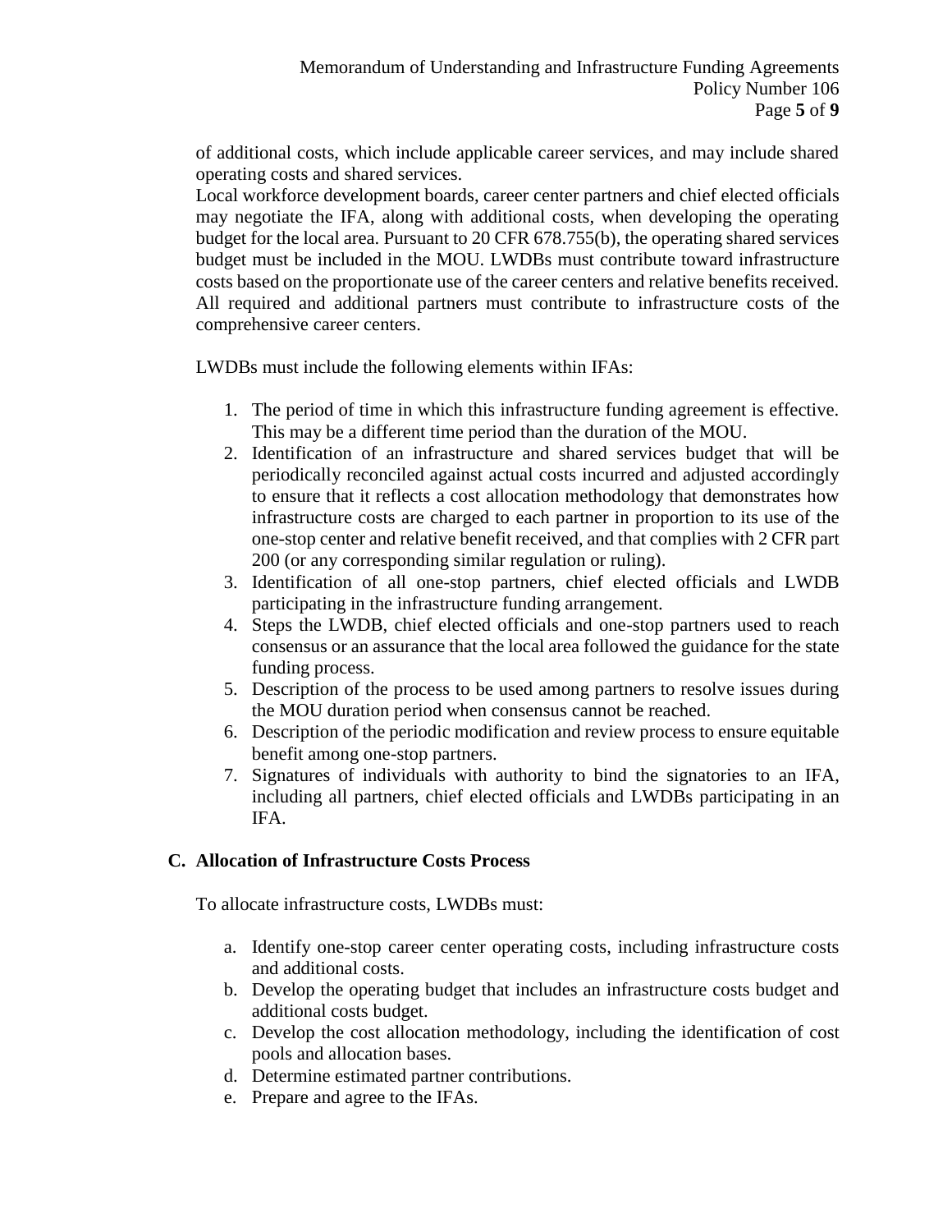of additional costs, which include applicable career services, and may include shared operating costs and shared services.
Local workforce development boards, career center partners and chief elected officials may negotiate the IFA, along with additional costs, when developing the operating budget for the local area. Pursuant to 20 CFR 678.755(b), the operating shared services budget must be included in the MOU. LWDBs must contribute toward infrastructure costs based on the proportionate use of the career centers and relative benefits received. All required and additional partners must contribute to infrastructure costs of the comprehensive career centers.

LWDBs must include the following elements within IFAs:

1. The period of time in which this infrastructure funding agreement is effective. This may be a different time period than the duration of the MOU.
2. Identification of an infrastructure and shared services budget that will be periodically reconciled against actual costs incurred and adjusted accordingly to ensure that it reflects a cost allocation methodology that demonstrates how infrastructure costs are charged to each partner in proportion to its use of the one-stop center and relative benefit received, and that complies with 2 CFR part 200 (or any corresponding similar regulation or ruling).
3. Identification of all one-stop partners, chief elected officials and LWDB participating in the infrastructure funding arrangement.
4. Steps the LWDB, chief elected officials and one-stop partners used to reach consensus or an assurance that the local area followed the guidance for the state funding process.
5. Description of the process to be used among partners to resolve issues during the MOU duration period when consensus cannot be reached.
6. Description of the periodic modification and review process to ensure equitable benefit among one-stop partners.
7. Signatures of individuals with authority to bind the signatories to an IFA, including all partners, chief elected officials and LWDBs participating in an IFA.

### C. Allocation of Infrastructure Costs Process

To allocate infrastructure costs, LWDBs must:

a. Identify one-stop career center operating costs, including infrastructure costs and additional costs.
b. Develop the operating budget that includes an infrastructure costs budget and additional costs budget.
c. Develop the cost allocation methodology, including the identification of cost pools and allocation bases.
d. Determine estimated partner contributions.
e. Prepare and agree to the IFAs.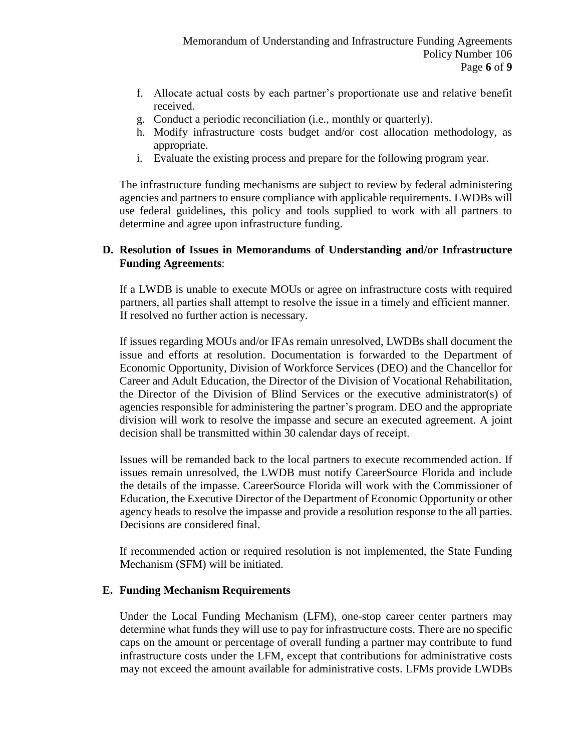f. Allocate actual costs by each partner's proportionate use and relative benefit received.
g. Conduct a periodic reconciliation (i.e., monthly or quarterly).
h. Modify infrastructure costs budget and/or cost allocation methodology, as appropriate.
i. Evaluate the existing process and prepare for the following program year.

The infrastructure funding mechanisms are subject to review by federal administering agencies and partners to ensure compliance with applicable requirements. LWDBs will use federal guidelines, this policy and tools supplied to work with all partners to determine and agree upon infrastructure funding.

**D. Resolution of Issues in Memorandums of Understanding and/or Infrastructure Funding Agreements**:

If a LWDB is unable to execute MOUs or agree on infrastructure costs with required partners, all parties shall attempt to resolve the issue in a timely and efficient manner. If resolved no further action is necessary.

If issues regarding MOUs and/or IFAs remain unresolved, LWDBs shall document the issue and efforts at resolution. Documentation is forwarded to the Department of Economic Opportunity, Division of Workforce Services (DEO) and the Chancellor for Career and Adult Education, the Director of the Division of Vocational Rehabilitation, the Director of the Division of Blind Services or the executive administrator(s) of agencies responsible for administering the partner's program. DEO and the appropriate division will work to resolve the impasse and secure an executed agreement. A joint decision shall be transmitted within 30 calendar days of receipt.

Issues will be remanded back to the local partners to execute recommended action. If issues remain unresolved, the LWDB must notify CareerSource Florida and include the details of the impasse. CareerSource Florida will work with the Commissioner of Education, the Executive Director of the Department of Economic Opportunity or other agency heads to resolve the impasse and provide a resolution response to the all parties. Decisions are considered final.

If recommended action or required resolution is not implemented, the State Funding Mechanism (SFM) will be initiated.

**E. Funding Mechanism Requirements**

Under the Local Funding Mechanism (LFM), one-stop career center partners may determine what funds they will use to pay for infrastructure costs. There are no specific caps on the amount or percentage of overall funding a partner may contribute to fund infrastructure costs under the LFM, except that contributions for administrative costs may not exceed the amount available for administrative costs. LFMs provide LWDBs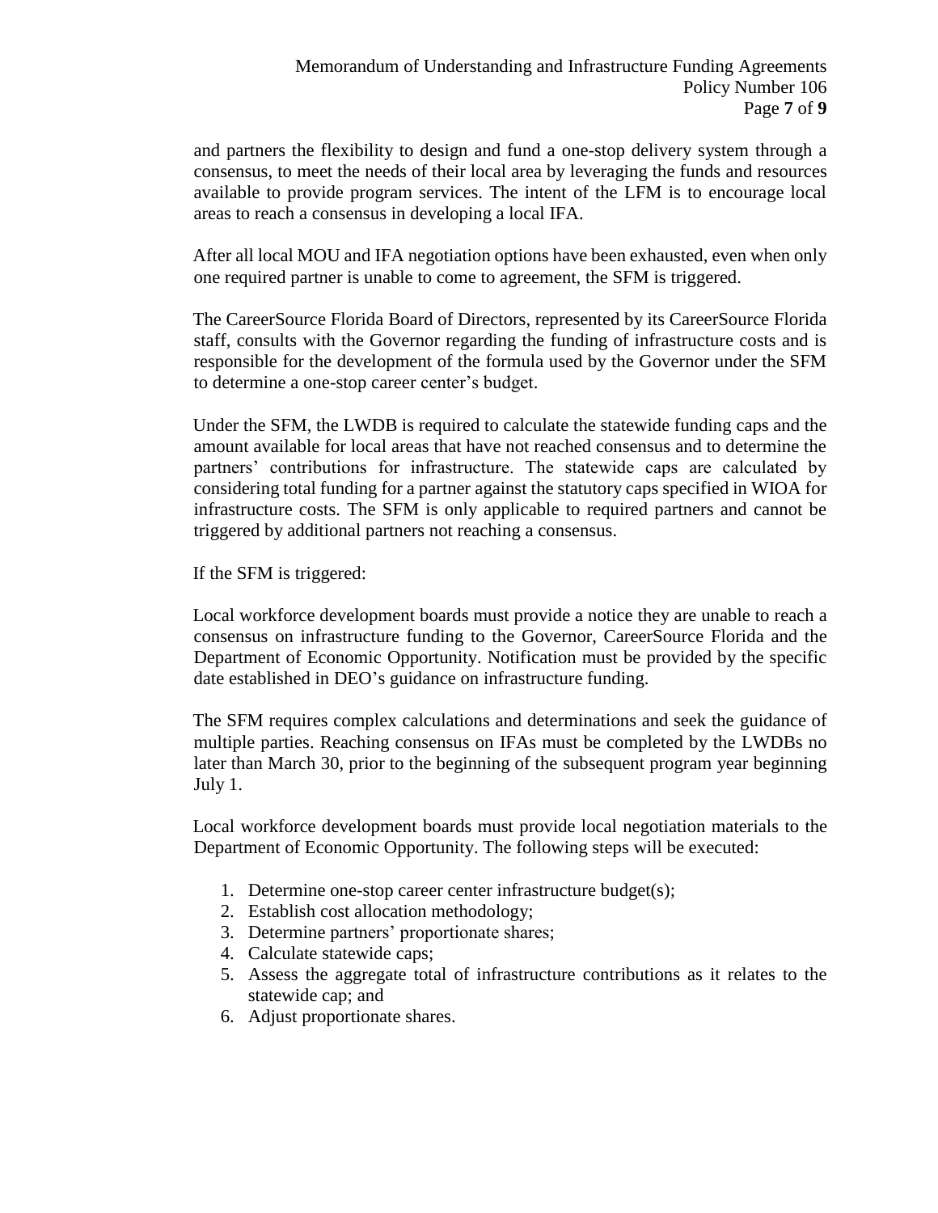and partners the flexibility to design and fund a one-stop delivery system through a consensus, to meet the needs of their local area by leveraging the funds and resources available to provide program services. The intent of the LFM is to encourage local areas to reach a consensus in developing a local IFA.

After all local MOU and IFA negotiation options have been exhausted, even when only one required partner is unable to come to agreement, the SFM is triggered.

The CareerSource Florida Board of Directors, represented by its CareerSource Florida staff, consults with the Governor regarding the funding of infrastructure costs and is responsible for the development of the formula used by the Governor under the SFM to determine a one-stop career center's budget.

Under the SFM, the LWDB is required to calculate the statewide funding caps and the amount available for local areas that have not reached consensus and to determine the partners' contributions for infrastructure. The statewide caps are calculated by considering total funding for a partner against the statutory caps specified in WIOA for infrastructure costs. The SFM is only applicable to required partners and cannot be triggered by additional partners not reaching a consensus.

If the SFM is triggered:

Local workforce development boards must provide a notice they are unable to reach a consensus on infrastructure funding to the Governor, CareerSource Florida and the Department of Economic Opportunity. Notification must be provided by the specific date established in DEO's guidance on infrastructure funding.

The SFM requires complex calculations and determinations and seek the guidance of multiple parties. Reaching consensus on IFAs must be completed by the LWDBs no later than March 30, prior to the beginning of the subsequent program year beginning July 1.

Local workforce development boards must provide local negotiation materials to the Department of Economic Opportunity. The following steps will be executed:

1. Determine one-stop career center infrastructure budget(s);
2. Establish cost allocation methodology;
3. Determine partners' proportionate shares;
4. Calculate statewide caps;
5. Assess the aggregate total of infrastructure contributions as it relates to the statewide cap; and
6. Adjust proportionate shares.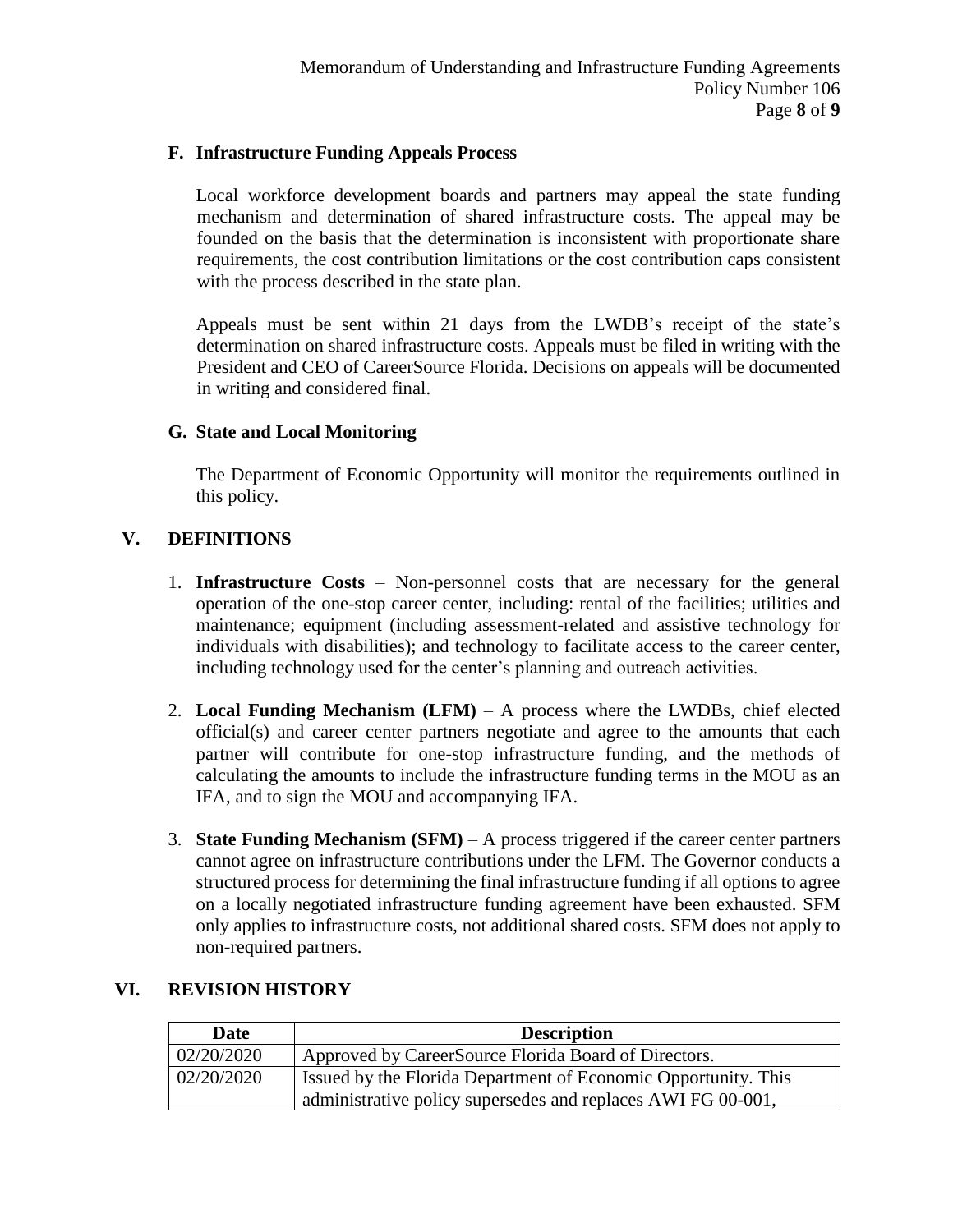### F. Infrastructure Funding Appeals Process

Local workforce development boards and partners may appeal the state funding mechanism and determination of shared infrastructure costs. The appeal may be founded on the basis that the determination is inconsistent with proportionate share requirements, the cost contribution limitations or the cost contribution caps consistent with the process described in the state plan.

Appeals must be sent within 21 days from the LWDB's receipt of the state's determination on shared infrastructure costs. Appeals must be filed in writing with the President and CEO of CareerSource Florida. Decisions on appeals will be documented in writing and considered final.

### G. State and Local Monitoring

The Department of Economic Opportunity will monitor the requirements outlined in this policy.

## V. DEFINITIONS

1. **Infrastructure Costs** – Non-personnel costs that are necessary for the general operation of the one-stop career center, including: rental of the facilities; utilities and maintenance; equipment (including assessment-related and assistive technology for individuals with disabilities); and technology to facilitate access to the career center, including technology used for the center's planning and outreach activities.

2. **Local Funding Mechanism (LFM)** – A process where the LWDBs, chief elected official(s) and career center partners negotiate and agree to the amounts that each partner will contribute for one-stop infrastructure funding, and the methods of calculating the amounts to include the infrastructure funding terms in the MOU as an IFA, and to sign the MOU and accompanying IFA.

3. **State Funding Mechanism (SFM)** – A process triggered if the career center partners cannot agree on infrastructure contributions under the LFM. The Governor conducts a structured process for determining the final infrastructure funding if all options to agree on a locally negotiated infrastructure funding agreement have been exhausted. SFM only applies to infrastructure costs, not additional shared costs. SFM does not apply to non-required partners.

## VI. REVISION HISTORY

| Date | Description |
|---|---|
| 02/20/2020 | Approved by CareerSource Florida Board of Directors. |
| 02/20/2020 | Issued by the Florida Department of Economic Opportunity. This administrative policy supersedes and replaces AWI FG 00-001, |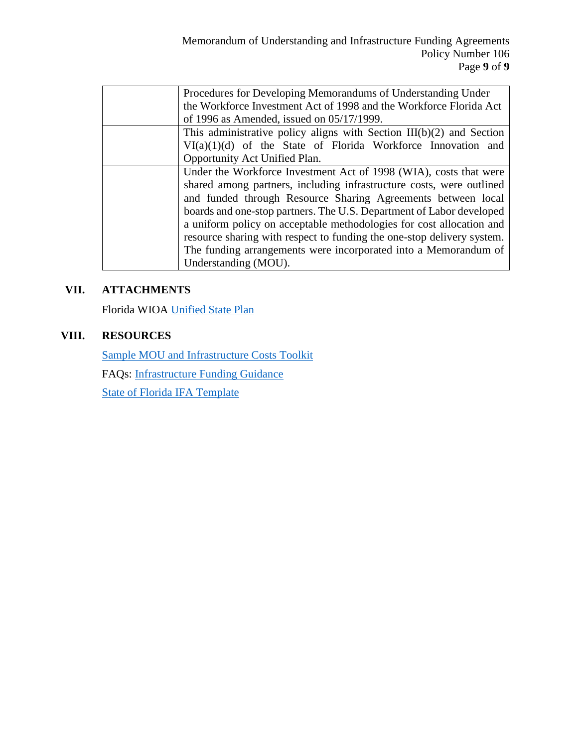| | |
|---|---|
| | Procedures for Developing Memorandums of Understanding Under the Workforce Investment Act of 1998 and the Workforce Florida Act of 1996 as Amended, issued on 05/17/1999. |
| | This administrative policy aligns with Section III(b)(2) and Section VI(a)(1)(d) of the State of Florida Workforce Innovation and Opportunity Act Unified Plan. |
| | Under the Workforce Investment Act of 1998 (WIA), costs that were shared among partners, including infrastructure costs, were outlined and funded through Resource Sharing Agreements between local boards and one-stop partners. The U.S. Department of Labor developed a uniform policy on acceptable methodologies for cost allocation and resource sharing with respect to funding the one-stop delivery system. The funding arrangements were incorporated into a Memorandum of Understanding (MOU). |

## VII. ATTACHMENTS

Florida WIOA Unified State Plan

## VIII. RESOURCES

Sample MOU and Infrastructure Costs Toolkit

FAQs: Infrastructure Funding Guidance

State of Florida IFA Template